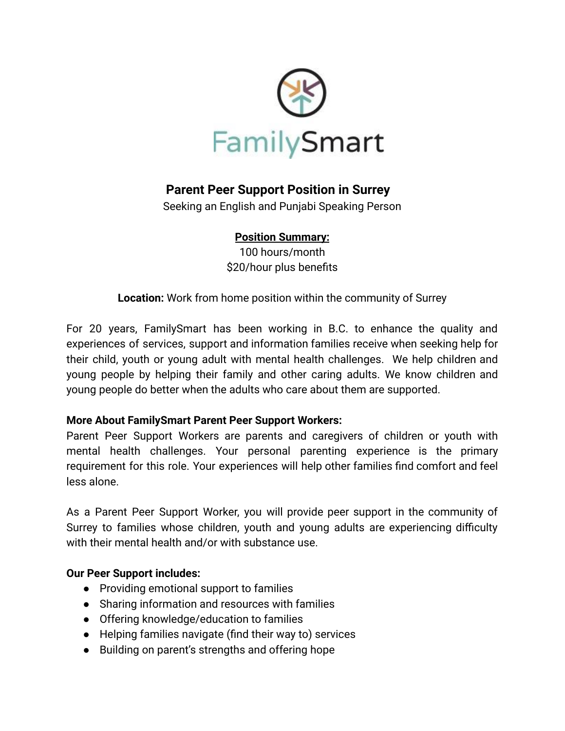FamilySmart

# Parent Peer Support Position in Surrey

Seeking an English and Punjabi Speaking Person

**Position Summary:**

100 hours/month

$20/hour plus benefits

**Location:** Work from home position within the community of Surrey

For 20 years, FamilySmart has been working in B.C. to enhance the quality and experiences of services, support and information families receive when seeking help for their child, youth or young adult with mental health challenges. We help children and young people by helping their family and other caring adults. We know children and young people do better when the adults who care about them are supported.

**More About FamilySmart Parent Peer Support Workers:**

Parent Peer Support Workers are parents and caregivers of children or youth with mental health challenges. Your personal parenting experience is the primary requirement for this role. Your experiences will help other families find comfort and feel less alone.

As a Parent Peer Support Worker, you will provide peer support in the community of Surrey to families whose children, youth and young adults are experiencing difficulty with their mental health and/or with substance use.

**Our Peer Support includes:**

- Providing emotional support to families
- Sharing information and resources with families
- Offering knowledge/education to families
- Helping families navigate (find their way to) services
- Building on parent's strengths and offering hope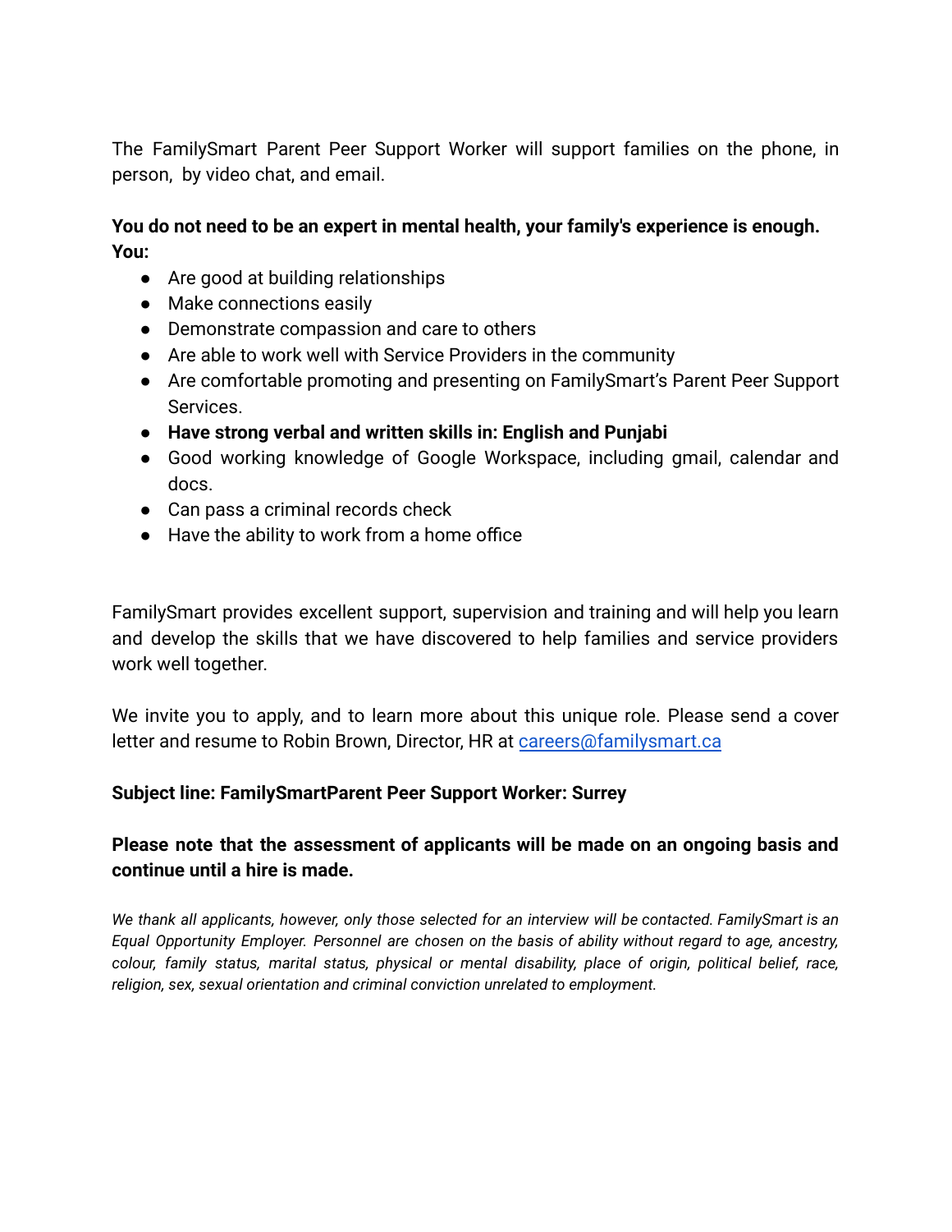The FamilySmart Parent Peer Support Worker will support families on the phone, in person, by video chat, and email.

**You do not need to be an expert in mental health, your family's experience is enough. You:**

- Are good at building relationships
- Make connections easily
- Demonstrate compassion and care to others
- Are able to work well with Service Providers in the community
- Are comfortable promoting and presenting on FamilySmart's Parent Peer Support Services.
- **Have strong verbal and written skills in: English and Punjabi**
- Good working knowledge of Google Workspace, including gmail, calendar and docs.
- Can pass a criminal records check
- Have the ability to work from a home office

FamilySmart provides excellent support, supervision and training and will help you learn and develop the skills that we have discovered to help families and service providers work well together.

We invite you to apply, and to learn more about this unique role. Please send a cover letter and resume to Robin Brown, Director, HR at careers@familysmart.ca

**Subject line: FamilySmartParent Peer Support Worker: Surrey**

**Please note that the assessment of applicants will be made on an ongoing basis and continue until a hire is made.**

*We thank all applicants, however, only those selected for an interview will be contacted. FamilySmart is an Equal Opportunity Employer. Personnel are chosen on the basis of ability without regard to age, ancestry, colour, family status, marital status, physical or mental disability, place of origin, political belief, race, religion, sex, sexual orientation and criminal conviction unrelated to employment.*